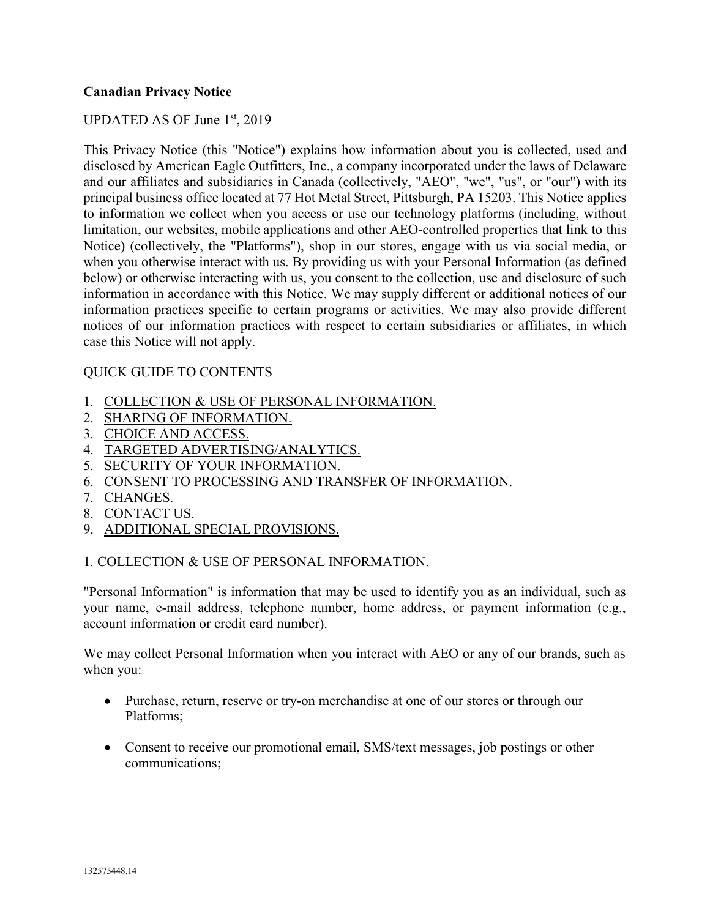**Canadian Privacy Notice**

UPDATED AS OF June 1st, 2019

This Privacy Notice (this "Notice") explains how information about you is collected, used and disclosed by American Eagle Outfitters, Inc., a company incorporated under the laws of Delaware and our affiliates and subsidiaries in Canada (collectively, "AEO", "we", "us", or "our") with its principal business office located at 77 Hot Metal Street, Pittsburgh, PA 15203. This Notice applies to information we collect when you access or use our technology platforms (including, without limitation, our websites, mobile applications and other AEO-controlled properties that link to this Notice) (collectively, the "Platforms"), shop in our stores, engage with us via social media, or when you otherwise interact with us. By providing us with your Personal Information (as defined below) or otherwise interacting with us, you consent to the collection, use and disclosure of such information in accordance with this Notice. We may supply different or additional notices of our information practices specific to certain programs or activities. We may also provide different notices of our information practices with respect to certain subsidiaries or affiliates, in which case this Notice will not apply.

QUICK GUIDE TO CONTENTS

1. COLLECTION & USE OF PERSONAL INFORMATION.
2. SHARING OF INFORMATION.
3. CHOICE AND ACCESS.
4. TARGETED ADVERTISING/ANALYTICS.
5. SECURITY OF YOUR INFORMATION.
6. CONSENT TO PROCESSING AND TRANSFER OF INFORMATION.
7. CHANGES.
8. CONTACT US.
9. ADDITIONAL SPECIAL PROVISIONS.

## 1. COLLECTION & USE OF PERSONAL INFORMATION.

"Personal Information" is information that may be used to identify you as an individual, such as your name, e-mail address, telephone number, home address, or payment information (e.g., account information or credit card number).

We may collect Personal Information when you interact with AEO or any of our brands, such as when you:

- Purchase, return, reserve or try-on merchandise at one of our stores or through our Platforms;
- Consent to receive our promotional email, SMS/text messages, job postings or other communications;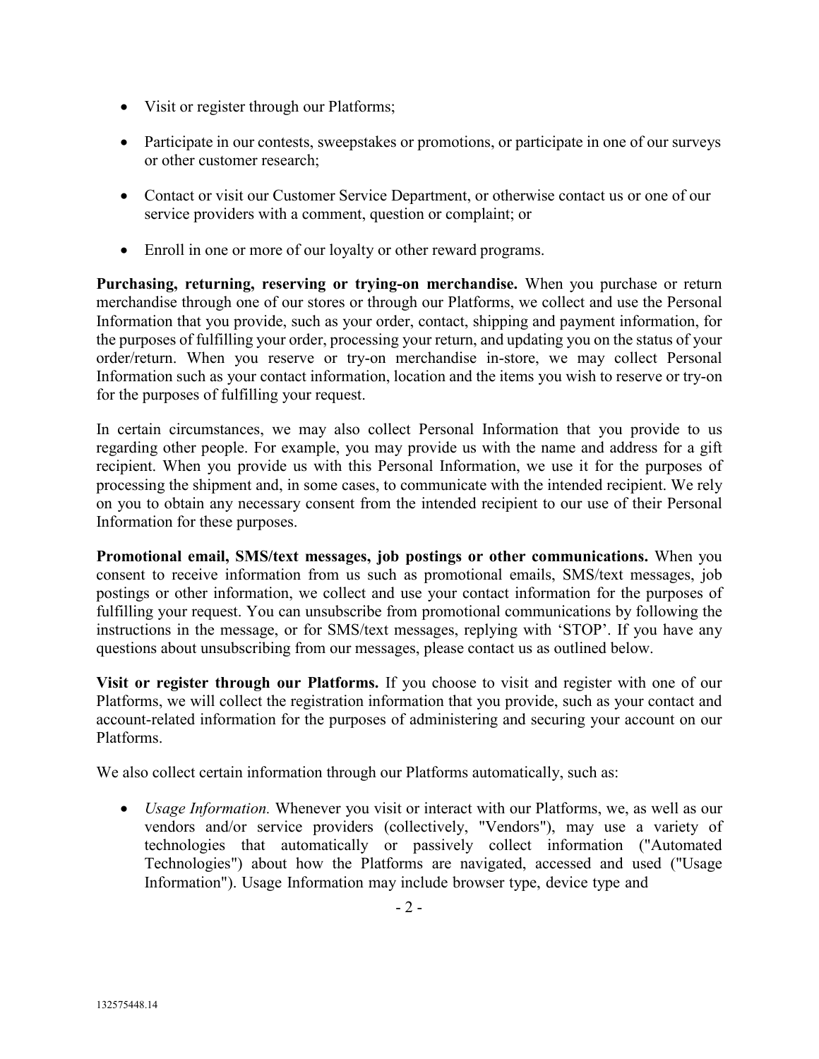- Visit or register through our Platforms;
- Participate in our contests, sweepstakes or promotions, or participate in one of our surveys or other customer research;
- Contact or visit our Customer Service Department, or otherwise contact us or one of our service providers with a comment, question or complaint; or
- Enroll in one or more of our loyalty or other reward programs.

**Purchasing, returning, reserving or trying-on merchandise.** When you purchase or return merchandise through one of our stores or through our Platforms, we collect and use the Personal Information that you provide, such as your order, contact, shipping and payment information, for the purposes of fulfilling your order, processing your return, and updating you on the status of your order/return. When you reserve or try-on merchandise in-store, we may collect Personal Information such as your contact information, location and the items you wish to reserve or try-on for the purposes of fulfilling your request.

In certain circumstances, we may also collect Personal Information that you provide to us regarding other people. For example, you may provide us with the name and address for a gift recipient. When you provide us with this Personal Information, we use it for the purposes of processing the shipment and, in some cases, to communicate with the intended recipient. We rely on you to obtain any necessary consent from the intended recipient to our use of their Personal Information for these purposes.

**Promotional email, SMS/text messages, job postings or other communications.** When you consent to receive information from us such as promotional emails, SMS/text messages, job postings or other information, we collect and use your contact information for the purposes of fulfilling your request. You can unsubscribe from promotional communications by following the instructions in the message, or for SMS/text messages, replying with 'STOP'. If you have any questions about unsubscribing from our messages, please contact us as outlined below.

**Visit or register through our Platforms.** If you choose to visit and register with one of our Platforms, we will collect the registration information that you provide, such as your contact and account-related information for the purposes of administering and securing your account on our Platforms.

We also collect certain information through our Platforms automatically, such as:

- *Usage Information.* Whenever you visit or interact with our Platforms, we, as well as our vendors and/or service providers (collectively, "Vendors"), may use a variety of technologies that automatically or passively collect information ("Automated Technologies") about how the Platforms are navigated, accessed and used ("Usage Information"). Usage Information may include browser type, device type and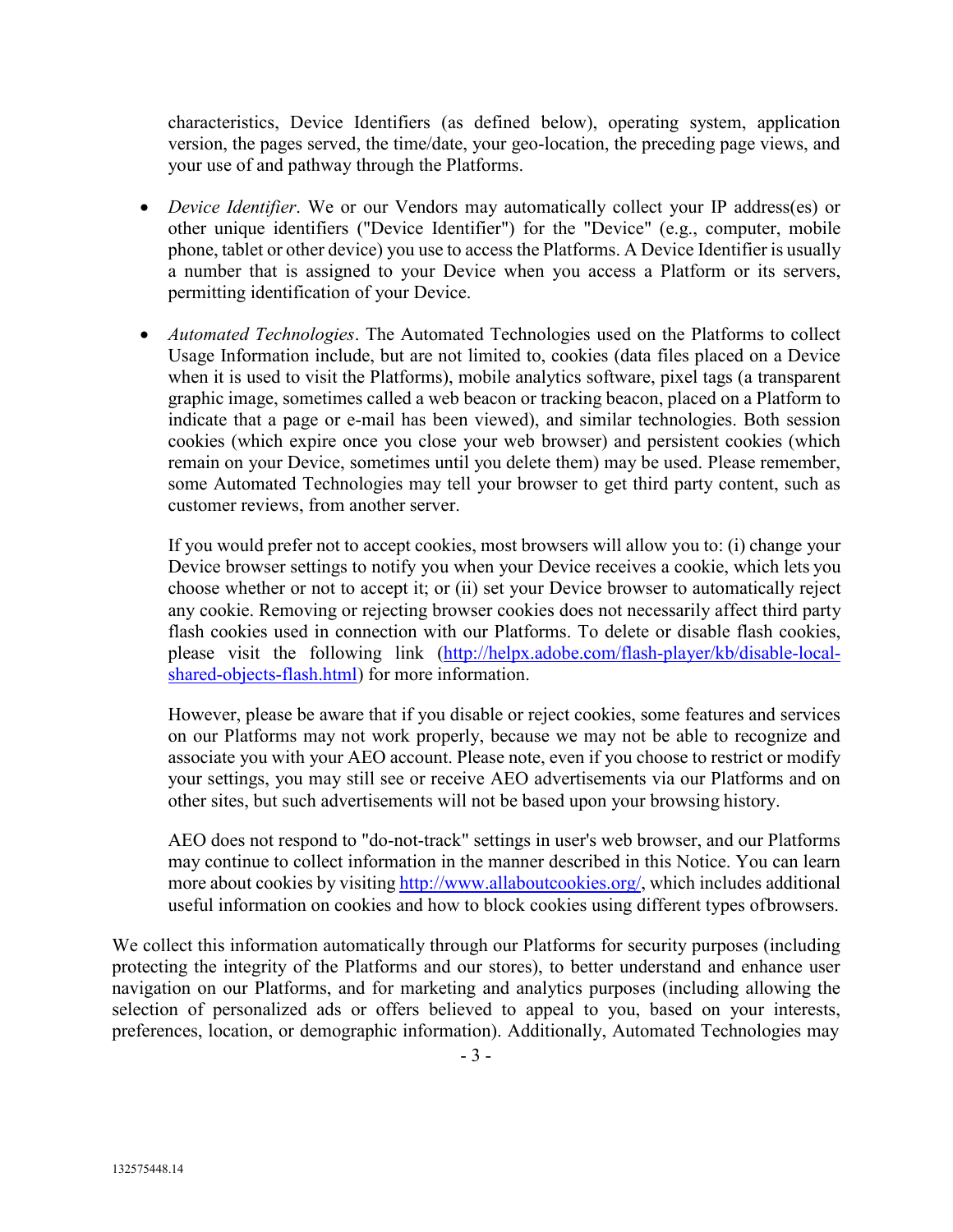characteristics, Device Identifiers (as defined below), operating system, application version, the pages served, the time/date, your geo-location, the preceding page views, and your use of and pathway through the Platforms.

- *Device Identifier*. We or our Vendors may automatically collect your IP address(es) or other unique identifiers ("Device Identifier") for the "Device" (e.g., computer, mobile phone, tablet or other device) you use to access the Platforms. A Device Identifier is usually a number that is assigned to your Device when you access a Platform or its servers, permitting identification of your Device.

- *Automated Technologies*. The Automated Technologies used on the Platforms to collect Usage Information include, but are not limited to, cookies (data files placed on a Device when it is used to visit the Platforms), mobile analytics software, pixel tags (a transparent graphic image, sometimes called a web beacon or tracking beacon, placed on a Platform to indicate that a page or e-mail has been viewed), and similar technologies. Both session cookies (which expire once you close your web browser) and persistent cookies (which remain on your Device, sometimes until you delete them) may be used. Please remember, some Automated Technologies may tell your browser to get third party content, such as customer reviews, from another server.

  If you would prefer not to accept cookies, most browsers will allow you to: (i) change your Device browser settings to notify you when your Device receives a cookie, which lets you choose whether or not to accept it; or (ii) set your Device browser to automatically reject any cookie. Removing or rejecting browser cookies does not necessarily affect third party flash cookies used in connection with our Platforms. To delete or disable flash cookies, please visit the following link ([http://helpx.adobe.com/flash-player/kb/disable-local-shared-objects-flash.html](http://helpx.adobe.com/flash-player/kb/disable-local-shared-objects-flash.html)) for more information.

  However, please be aware that if you disable or reject cookies, some features and services on our Platforms may not work properly, because we may not be able to recognize and associate you with your AEO account. Please note, even if you choose to restrict or modify your settings, you may still see or receive AEO advertisements via our Platforms and on other sites, but such advertisements will not be based upon your browsing history.

  AEO does not respond to "do-not-track" settings in user's web browser, and our Platforms may continue to collect information in the manner described in this Notice. You can learn more about cookies by visiting [http://www.allaboutcookies.org/](http://www.allaboutcookies.org/), which includes additional useful information on cookies and how to block cookies using different types ofbrowsers.

We collect this information automatically through our Platforms for security purposes (including protecting the integrity of the Platforms and our stores), to better understand and enhance user navigation on our Platforms, and for marketing and analytics purposes (including allowing the selection of personalized ads or offers believed to appeal to you, based on your interests, preferences, location, or demographic information). Additionally, Automated Technologies may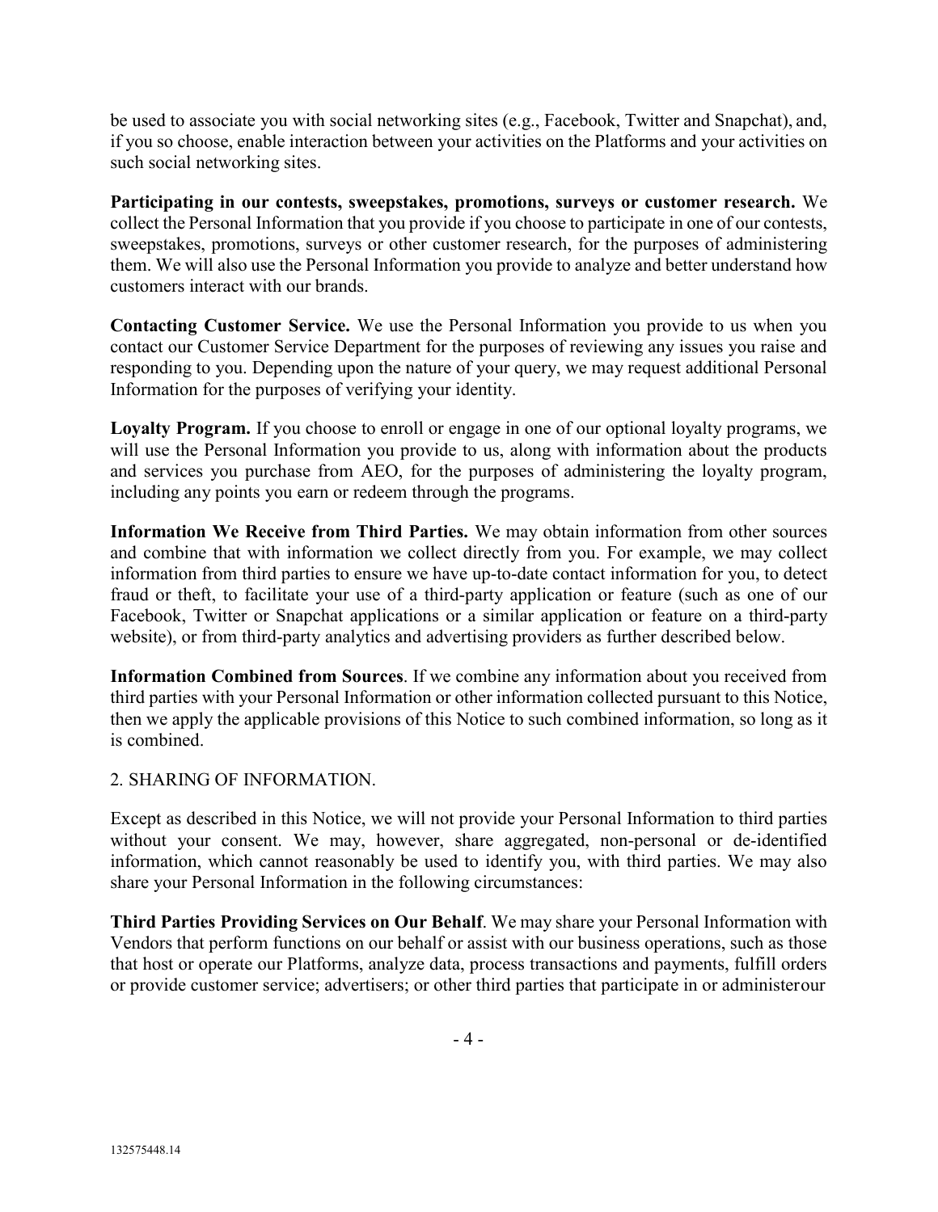be used to associate you with social networking sites (e.g., Facebook, Twitter and Snapchat), and, if you so choose, enable interaction between your activities on the Platforms and your activities on such social networking sites.

**Participating in our contests, sweepstakes, promotions, surveys or customer research.** We collect the Personal Information that you provide if you choose to participate in one of our contests, sweepstakes, promotions, surveys or other customer research, for the purposes of administering them. We will also use the Personal Information you provide to analyze and better understand how customers interact with our brands.

**Contacting Customer Service.** We use the Personal Information you provide to us when you contact our Customer Service Department for the purposes of reviewing any issues you raise and responding to you. Depending upon the nature of your query, we may request additional Personal Information for the purposes of verifying your identity.

**Loyalty Program.** If you choose to enroll or engage in one of our optional loyalty programs, we will use the Personal Information you provide to us, along with information about the products and services you purchase from AEO, for the purposes of administering the loyalty program, including any points you earn or redeem through the programs.

**Information We Receive from Third Parties.** We may obtain information from other sources and combine that with information we collect directly from you. For example, we may collect information from third parties to ensure we have up-to-date contact information for you, to detect fraud or theft, to facilitate your use of a third-party application or feature (such as one of our Facebook, Twitter or Snapchat applications or a similar application or feature on a third-party website), or from third-party analytics and advertising providers as further described below.

**Information Combined from Sources**. If we combine any information about you received from third parties with your Personal Information or other information collected pursuant to this Notice, then we apply the applicable provisions of this Notice to such combined information, so long as it is combined.

## 2. SHARING OF INFORMATION.

Except as described in this Notice, we will not provide your Personal Information to third parties without your consent. We may, however, share aggregated, non-personal or de-identified information, which cannot reasonably be used to identify you, with third parties. We may also share your Personal Information in the following circumstances:

**Third Parties Providing Services on Our Behalf**. We may share your Personal Information with Vendors that perform functions on our behalf or assist with our business operations, such as those that host or operate our Platforms, analyze data, process transactions and payments, fulfill orders or provide customer service; advertisers; or other third parties that participate in or administer our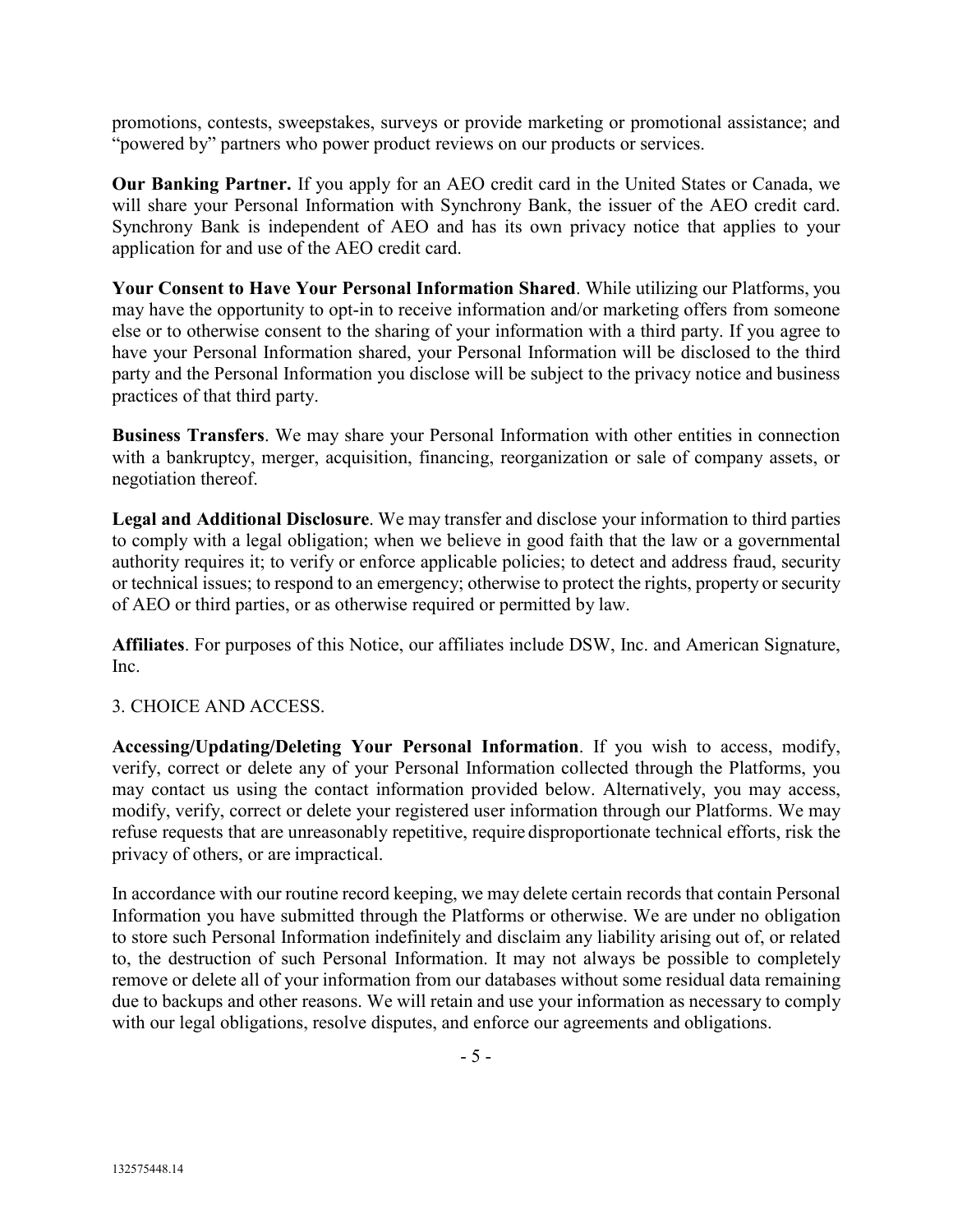promotions, contests, sweepstakes, surveys or provide marketing or promotional assistance; and "powered by" partners who power product reviews on our products or services.

**Our Banking Partner.** If you apply for an AEO credit card in the United States or Canada, we will share your Personal Information with Synchrony Bank, the issuer of the AEO credit card. Synchrony Bank is independent of AEO and has its own privacy notice that applies to your application for and use of the AEO credit card.

**Your Consent to Have Your Personal Information Shared**. While utilizing our Platforms, you may have the opportunity to opt-in to receive information and/or marketing offers from someone else or to otherwise consent to the sharing of your information with a third party. If you agree to have your Personal Information shared, your Personal Information will be disclosed to the third party and the Personal Information you disclose will be subject to the privacy notice and business practices of that third party.

**Business Transfers**. We may share your Personal Information with other entities in connection with a bankruptcy, merger, acquisition, financing, reorganization or sale of company assets, or negotiation thereof.

**Legal and Additional Disclosure**. We may transfer and disclose your information to third parties to comply with a legal obligation; when we believe in good faith that the law or a governmental authority requires it; to verify or enforce applicable policies; to detect and address fraud, security or technical issues; to respond to an emergency; otherwise to protect the rights, property or security of AEO or third parties, or as otherwise required or permitted by law.

**Affiliates**. For purposes of this Notice, our affiliates include DSW, Inc. and American Signature, Inc.

3. CHOICE AND ACCESS.

**Accessing/Updating/Deleting Your Personal Information**. If you wish to access, modify, verify, correct or delete any of your Personal Information collected through the Platforms, you may contact us using the contact information provided below. Alternatively, you may access, modify, verify, correct or delete your registered user information through our Platforms. We may refuse requests that are unreasonably repetitive, require disproportionate technical efforts, risk the privacy of others, or are impractical.

In accordance with our routine record keeping, we may delete certain records that contain Personal Information you have submitted through the Platforms or otherwise. We are under no obligation to store such Personal Information indefinitely and disclaim any liability arising out of, or related to, the destruction of such Personal Information. It may not always be possible to completely remove or delete all of your information from our databases without some residual data remaining due to backups and other reasons. We will retain and use your information as necessary to comply with our legal obligations, resolve disputes, and enforce our agreements and obligations.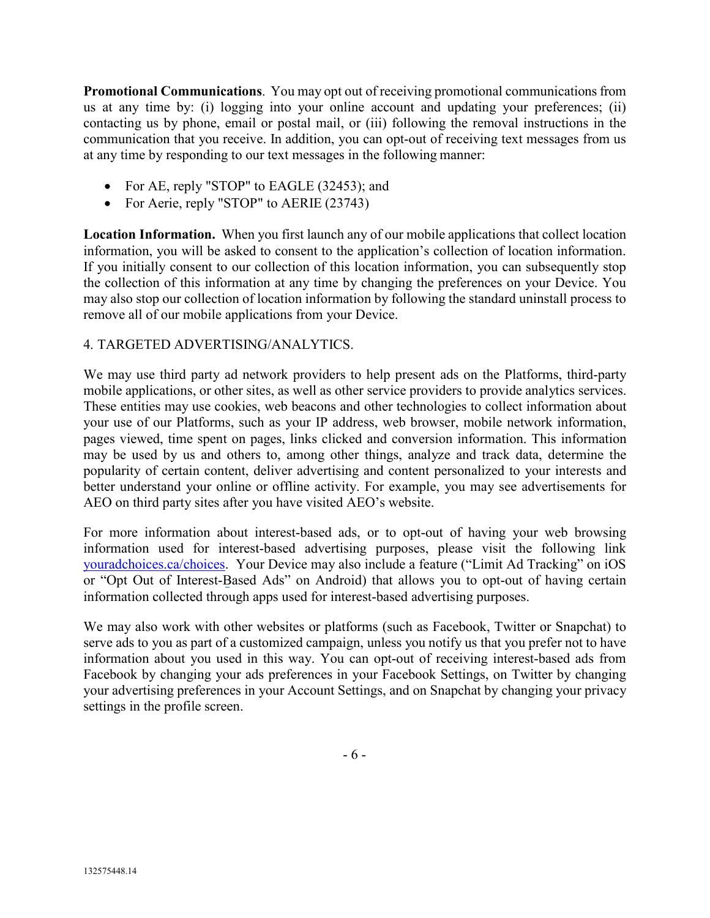**Promotional Communications**. You may opt out of receiving promotional communications from us at any time by: (i) logging into your online account and updating your preferences; (ii) contacting us by phone, email or postal mail, or (iii) following the removal instructions in the communication that you receive. In addition, you can opt-out of receiving text messages from us at any time by responding to our text messages in the following manner:

- For AE, reply "STOP" to EAGLE (32453); and
- For Aerie, reply "STOP" to AERIE (23743)

**Location Information.** When you first launch any of our mobile applications that collect location information, you will be asked to consent to the application's collection of location information. If you initially consent to our collection of this location information, you can subsequently stop the collection of this information at any time by changing the preferences on your Device. You may also stop our collection of location information by following the standard uninstall process to remove all of our mobile applications from your Device.

## 4. TARGETED ADVERTISING/ANALYTICS.

We may use third party ad network providers to help present ads on the Platforms, third-party mobile applications, or other sites, as well as other service providers to provide analytics services. These entities may use cookies, web beacons and other technologies to collect information about your use of our Platforms, such as your IP address, web browser, mobile network information, pages viewed, time spent on pages, links clicked and conversion information. This information may be used by us and others to, among other things, analyze and track data, determine the popularity of certain content, deliver advertising and content personalized to your interests and better understand your online or offline activity. For example, you may see advertisements for AEO on third party sites after you have visited AEO's website.

For more information about interest-based ads, or to opt-out of having your web browsing information used for interest-based advertising purposes, please visit the following link youradchoices.ca/choices. Your Device may also include a feature ("Limit Ad Tracking" on iOS or "Opt Out of Interest-Based Ads" on Android) that allows you to opt-out of having certain information collected through apps used for interest-based advertising purposes.

We may also work with other websites or platforms (such as Facebook, Twitter or Snapchat) to serve ads to you as part of a customized campaign, unless you notify us that you prefer not to have information about you used in this way. You can opt-out of receiving interest-based ads from Facebook by changing your ads preferences in your Facebook Settings, on Twitter by changing your advertising preferences in your Account Settings, and on Snapchat by changing your privacy settings in the profile screen.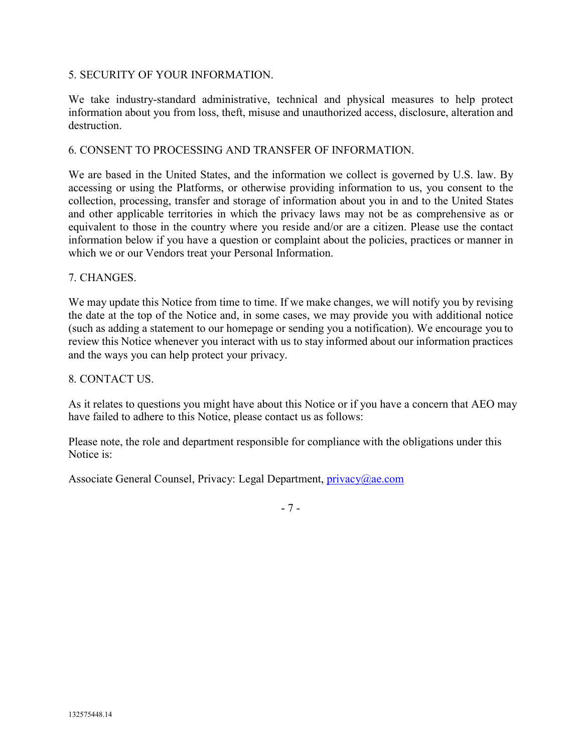## 5. SECURITY OF YOUR INFORMATION.

We take industry-standard administrative, technical and physical measures to help protect information about you from loss, theft, misuse and unauthorized access, disclosure, alteration and destruction.

## 6. CONSENT TO PROCESSING AND TRANSFER OF INFORMATION.

We are based in the United States, and the information we collect is governed by U.S. law. By accessing or using the Platforms, or otherwise providing information to us, you consent to the collection, processing, transfer and storage of information about you in and to the United States and other applicable territories in which the privacy laws may not be as comprehensive as or equivalent to those in the country where you reside and/or are a citizen. Please use the contact information below if you have a question or complaint about the policies, practices or manner in which we or our Vendors treat your Personal Information.

## 7. CHANGES.

We may update this Notice from time to time. If we make changes, we will notify you by revising the date at the top of the Notice and, in some cases, we may provide you with additional notice (such as adding a statement to our homepage or sending you a notification). We encourage you to review this Notice whenever you interact with us to stay informed about our information practices and the ways you can help protect your privacy.

## 8. CONTACT US.

As it relates to questions you might have about this Notice or if you have a concern that AEO may have failed to adhere to this Notice, please contact us as follows:

Please note, the role and department responsible for compliance with the obligations under this Notice is:

Associate General Counsel, Privacy: Legal Department, privacy@ae.com

132575448.14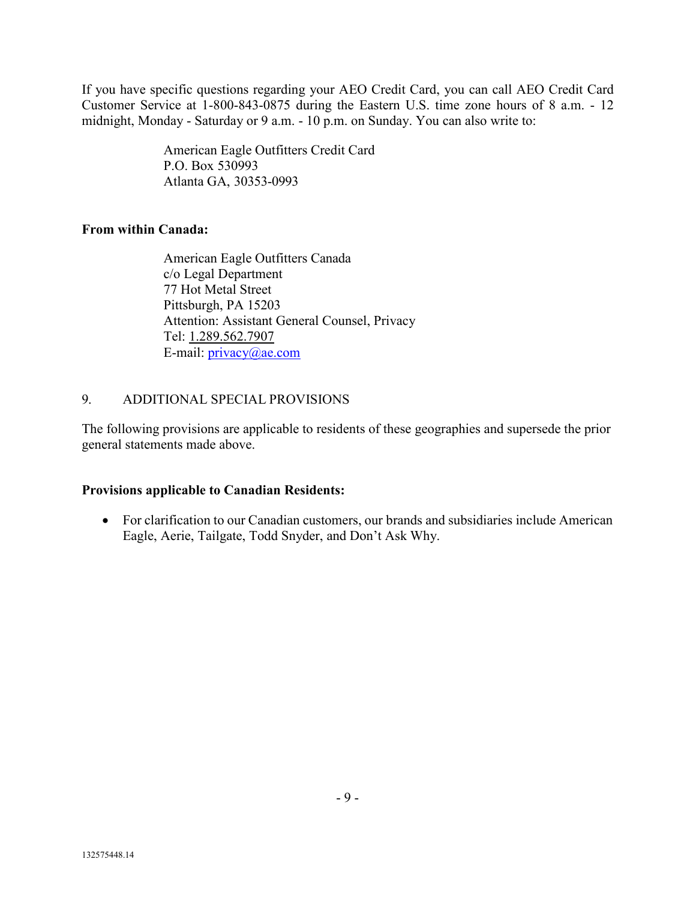If you have specific questions regarding your AEO Credit Card, you can call AEO Credit Card Customer Service at 1-800-843-0875 during the Eastern U.S. time zone hours of 8 a.m. - 12 midnight, Monday - Saturday or 9 a.m. - 10 p.m. on Sunday. You can also write to:

American Eagle Outfitters Credit Card
P.O. Box 530993
Atlanta GA, 30353-0993

**From within Canada:**

American Eagle Outfitters Canada
c/o Legal Department
77 Hot Metal Street
Pittsburgh, PA 15203
Attention: Assistant General Counsel, Privacy
Tel: 1.289.562.7907
E-mail: privacy@ae.com

## 9. ADDITIONAL SPECIAL PROVISIONS

The following provisions are applicable to residents of these geographies and supersede the prior general statements made above.

**Provisions applicable to Canadian Residents:**

- For clarification to our Canadian customers, our brands and subsidiaries include American Eagle, Aerie, Tailgate, Todd Snyder, and Don't Ask Why.

132575448.14